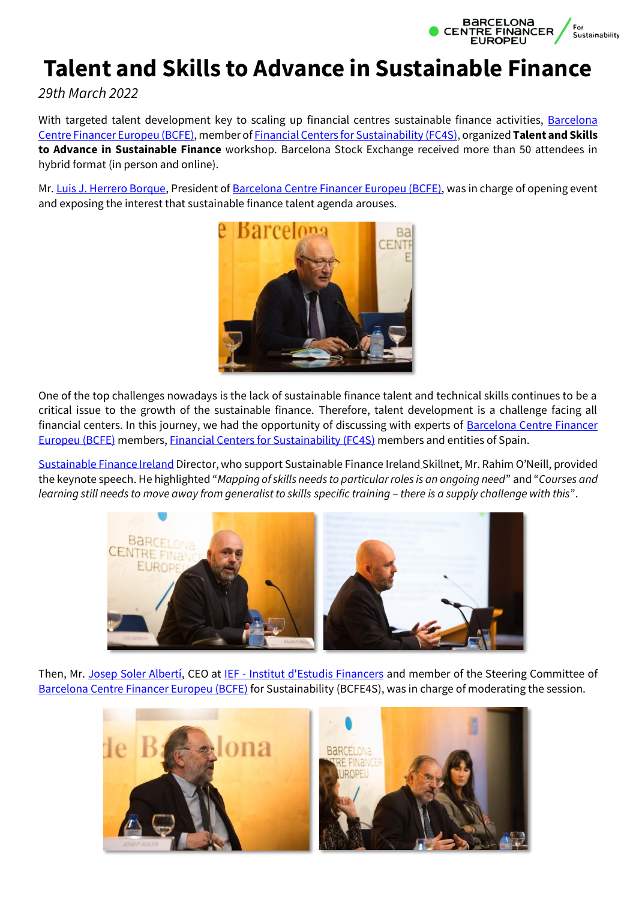# Talent and Skills to Advance in Sustainable Finance

*29th March 2022*

With targeted talent development key to scaling up financial centres sustainable finance activities, Barcelona Centre Financer Europeu (BCFE), member of Financial Centers for Sustainability (FC4S), organized **Talent and Skills to Advance in Sustainable Finance** workshop. Barcelona Stock Exchange received more than 50 attendees in hybrid format (in person and online).

Mr. Luis J. Herrero Borque, President of Barcelona Centre Financer Europeu (BCFE), was in charge of opening event and exposing the interest that sustainable finance talent agenda arouses.

One of the top challenges nowadays is the lack of sustainable finance talent and technical skills continues to be a critical issue to the growth of the sustainable finance. Therefore, talent development is a challenge facing all financial centers. In this journey, we had the opportunity of discussing with experts of Barcelona Centre Financer Europeu (BCFE) members, Financial Centers for Sustainability (FC4S) members and entities of Spain.

Sustainable Finance Ireland Director, who support Sustainable Finance Ireland Skillnet, Mr. Rahim O'Neill, provided the keynote speech. He highlighted "*Mapping of skills needs to particular roles is an ongoing need*" and "*Courses and learning still needs to move away from generalist to skills specific training – there is a supply challenge with this*".

Then, Mr. Josep Soler Albertí, CEO at IEF - Institut d'Estudis Financers and member of the Steering Committee of Barcelona Centre Financer Europeu (BCFE) for Sustainability (BCFE4S), was in charge of moderating the session.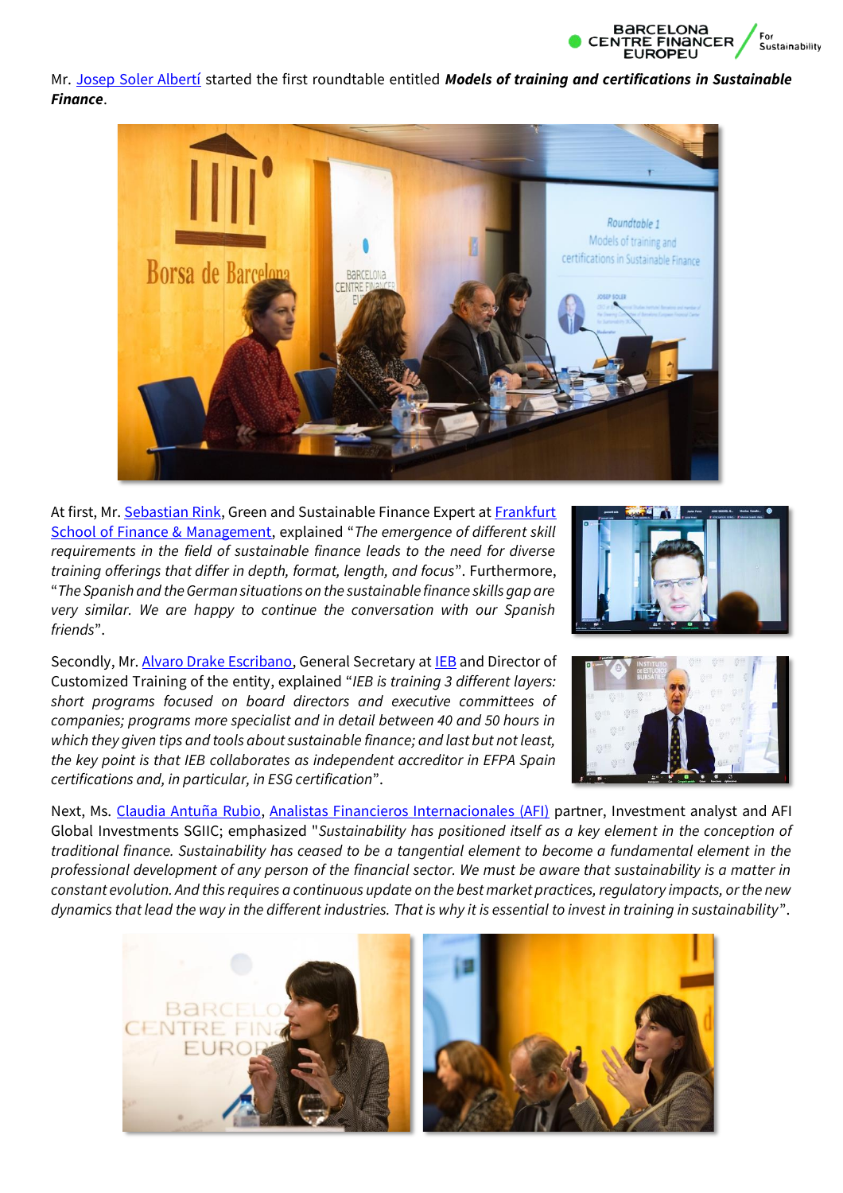Mr. Josep Soler Albertí started the first roundtable entitled ***Models of training and certifications in Sustainable Finance***.

At first, Mr. Sebastian Rink, Green and Sustainable Finance Expert at Frankfurt School of Finance & Management, explained "*The emergence of different skill requirements in the field of sustainable finance leads to the need for diverse training offerings that differ in depth, format, length, and focus*". Furthermore, "*The Spanish and the German situations on the sustainable finance skills gap are very similar. We are happy to continue the conversation with our Spanish friends*".

Secondly, Mr. Alvaro Drake Escribano, General Secretary at IEB and Director of Customized Training of the entity, explained "*IEB is training 3 different layers: short programs focused on board directors and executive committees of companies; programs more specialist and in detail between 40 and 50 hours in which they given tips and tools about sustainable finance; and last but not least, the key point is that IEB collaborates as independent accreditor in EFPA Spain certifications and, in particular, in ESG certification*".

Next, Ms. Claudia Antuña Rubio, Analistas Financieros Internacionales (AFI) partner, Investment analyst and AFI Global Investments SGIIC; emphasized "*Sustainability has positioned itself as a key element in the conception of traditional finance. Sustainability has ceased to be a tangential element to become a fundamental element in the professional development of any person of the financial sector. We must be aware that sustainability is a matter in constant evolution. And this requires a continuous update on the best market practices, regulatory impacts, or the new dynamics that lead the way in the different industries. That is why it is essential to invest in training in sustainability*".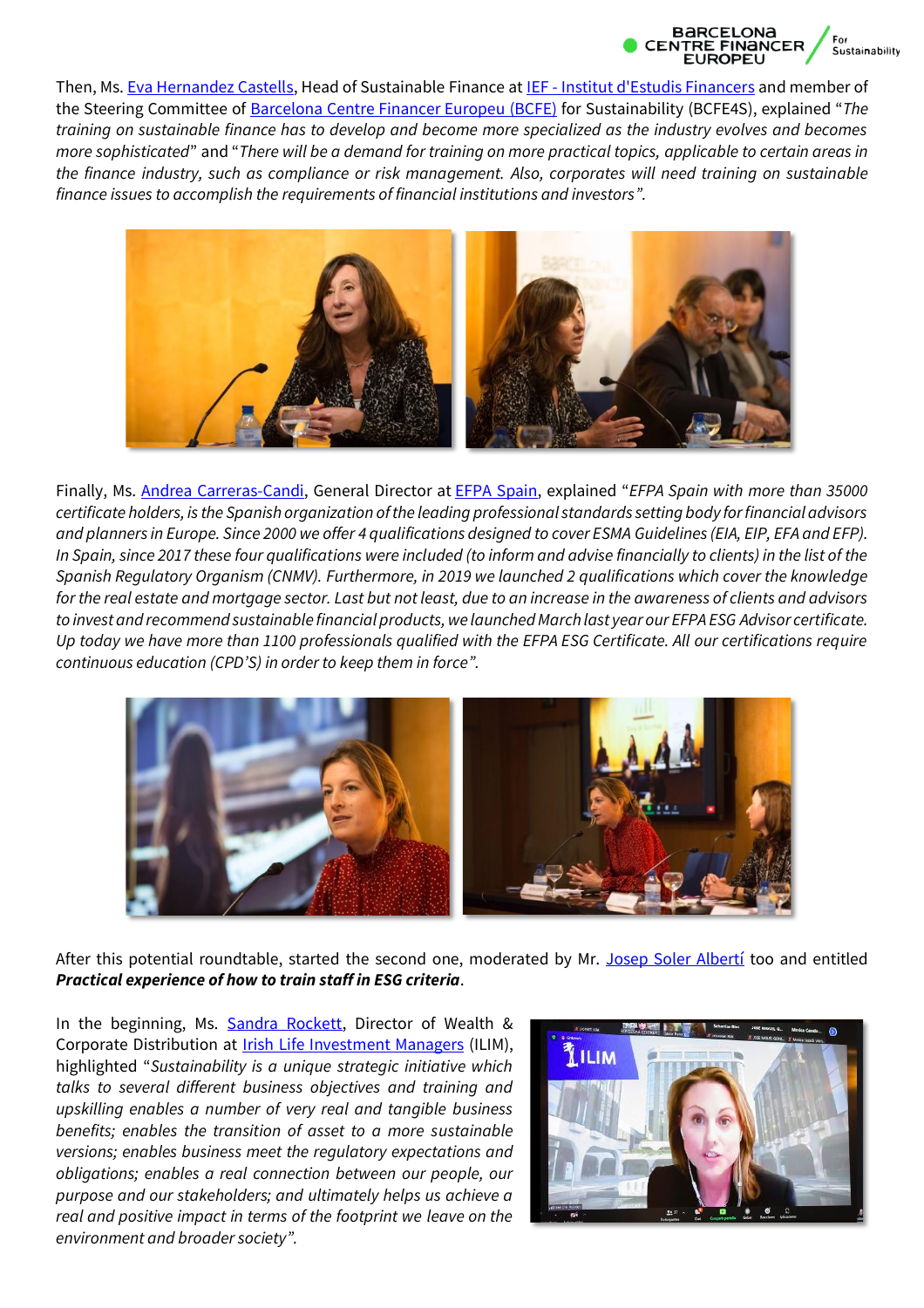Then, Ms. Eva Hernandez Castells, Head of Sustainable Finance at IEF - Institut d'Estudis Financers and member of the Steering Committee of Barcelona Centre Financer Europeu (BCFE) for Sustainability (BCFE4S), explained "*The training on sustainable finance has to develop and become more specialized as the industry evolves and becomes more sophisticated*" and "*There will be a demand for training on more practical topics, applicable to certain areas in the finance industry, such as compliance or risk management. Also, corporates will need training on sustainable finance issues to accomplish the requirements of financial institutions and investors*".

Finally, Ms. Andrea Carreras-Candi, General Director at EFPA Spain, explained "*EFPA Spain with more than 35000 certificate holders, is the Spanish organization of the leading professional standards setting body for financial advisors and planners in Europe. Since 2000 we offer 4 qualifications designed to cover ESMA Guidelines (EIA, EIP, EFA and EFP). In Spain, since 2017 these four qualifications were included (to inform and advise financially to clients) in the list of the Spanish Regulatory Organism (CNMV). Furthermore, in 2019 we launched 2 qualifications which cover the knowledge for the real estate and mortgage sector. Last but not least, due to an increase in the awareness of clients and advisors to invest and recommend sustainable financial products, we launched March last year our EFPA ESG Advisor certificate. Up today we have more than 1100 professionals qualified with the EFPA ESG Certificate. All our certifications require continuous education (CPD'S) in order to keep them in force*".

After this potential roundtable, started the second one, moderated by Mr. Josep Soler Albertí too and entitled ***Practical experience of how to train staff in ESG criteria***.

In the beginning, Ms. Sandra Rockett, Director of Wealth & Corporate Distribution at Irish Life Investment Managers (ILIM), highlighted "*Sustainability is a unique strategic initiative which talks to several different business objectives and training and upskilling enables a number of very real and tangible business benefits; enables the transition of asset to a more sustainable versions; enables business meet the regulatory expectations and obligations; enables a real connection between our people, our purpose and our stakeholders; and ultimately helps us achieve a real and positive impact in terms of the footprint we leave on the environment and broader society*".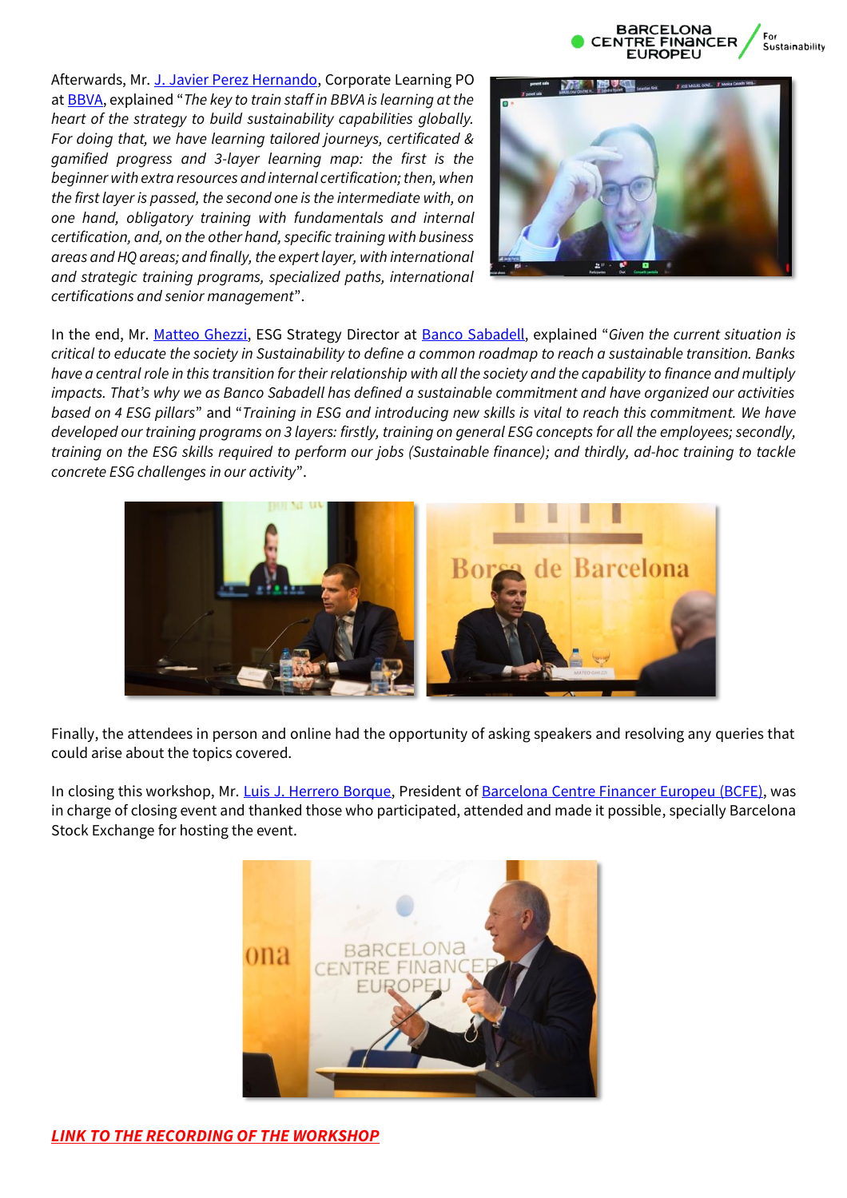Afterwards, Mr. J. Javier Perez Hernando, Corporate Learning PO at BBVA, explained "*The key to train staff in BBVA is learning at the heart of the strategy to build sustainability capabilities globally. For doing that, we have learning tailored journeys, certificated & gamified progress and 3-layer learning map: the first is the beginner with extra resources and internal certification; then, when the first layer is passed, the second one is the intermediate with, on one hand, obligatory training with fundamentals and internal certification, and, on the other hand, specific training with business areas and HQ areas; and finally, the expert layer, with international and strategic training programs, specialized paths, international certifications and senior management*".

In the end, Mr. Matteo Ghezzi, ESG Strategy Director at Banco Sabadell, explained "*Given the current situation is critical to educate the society in Sustainability to define a common roadmap to reach a sustainable transition. Banks have a central role in this transition for their relationship with all the society and the capability to finance and multiply impacts. That's why we as Banco Sabadell has defined a sustainable commitment and have organized our activities based on 4 ESG pillars*" and "*Training in ESG and introducing new skills is vital to reach this commitment. We have developed our training programs on 3 layers: firstly, training on general ESG concepts for all the employees; secondly, training on the ESG skills required to perform our jobs (Sustainable finance); and thirdly, ad-hoc training to tackle concrete ESG challenges in our activity*".

Finally, the attendees in person and online had the opportunity of asking speakers and resolving any queries that could arise about the topics covered.

In closing this workshop, Mr. Luis J. Herrero Borque, President of Barcelona Centre Financer Europeu (BCFE), was in charge of closing event and thanked those who participated, attended and made it possible, specially Barcelona Stock Exchange for hosting the event.

***LINK TO THE RECORDING OF THE WORKSHOP***